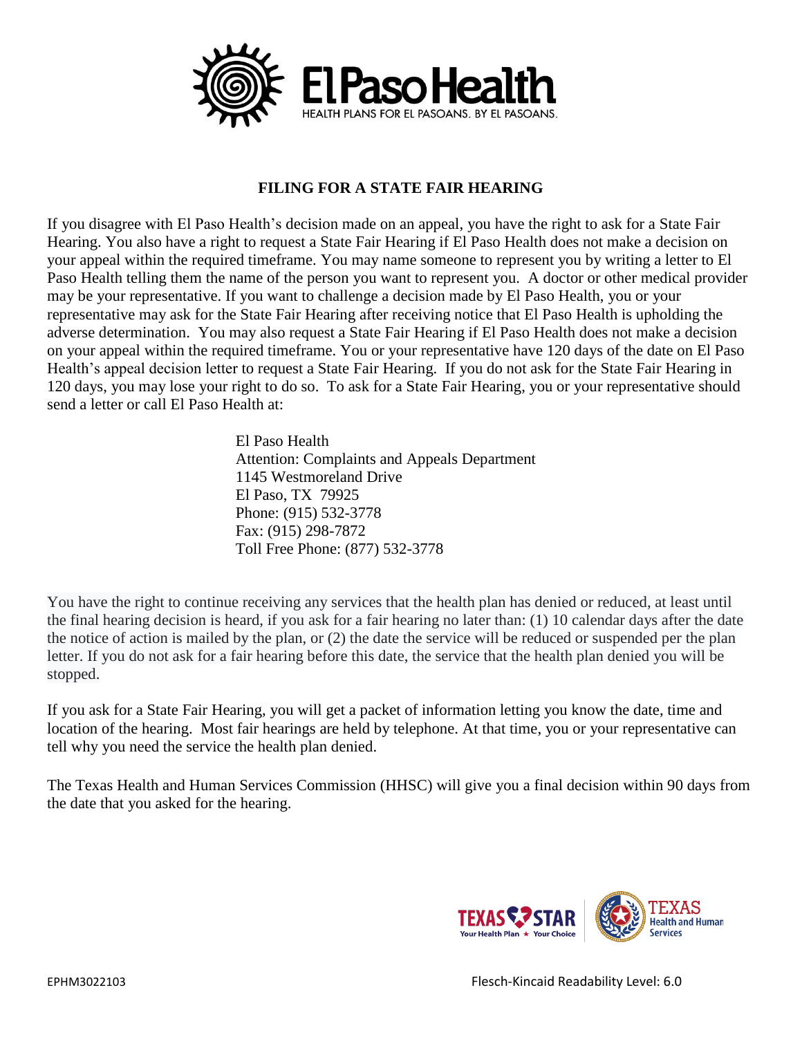El Paso Health

HEALTH PLANS FOR EL PASOANS. BY EL PASOANS.

## FILING FOR A STATE FAIR HEARING

If you disagree with El Paso Health's decision made on an appeal, you have the right to ask for a State Fair Hearing. You also have a right to request a State Fair Hearing if El Paso Health does not make a decision on your appeal within the required timeframe. You may name someone to represent you by writing a letter to El Paso Health telling them the name of the person you want to represent you. A doctor or other medical provider may be your representative. If you want to challenge a decision made by El Paso Health, you or your representative may ask for the State Fair Hearing after receiving notice that El Paso Health is upholding the adverse determination. You may also request a State Fair Hearing if El Paso Health does not make a decision on your appeal within the required timeframe. You or your representative have 120 days of the date on El Paso Health's appeal decision letter to request a State Fair Hearing. If you do not ask for the State Fair Hearing in 120 days, you may lose your right to do so. To ask for a State Fair Hearing, you or your representative should send a letter or call El Paso Health at:

El Paso Health
Attention: Complaints and Appeals Department
1145 Westmoreland Drive
El Paso, TX 79925
Phone: (915) 532-3778
Fax: (915) 298-7872
Toll Free Phone: (877) 532-3778

You have the right to continue receiving any services that the health plan has denied or reduced, at least until the final hearing decision is heard, if you ask for a fair hearing no later than: (1) 10 calendar days after the date the notice of action is mailed by the plan, or (2) the date the service will be reduced or suspended per the plan letter. If you do not ask for a fair hearing before this date, the service that the health plan denied you will be stopped.

If you ask for a State Fair Hearing, you will get a packet of information letting you know the date, time and location of the hearing. Most fair hearings are held by telephone. At that time, you or your representative can tell why you need the service the health plan denied.

The Texas Health and Human Services Commission (HHSC) will give you a final decision within 90 days from the date that you asked for the hearing.

TEXAS STAR Your Health Plan ★ Your Choice

TEXAS Health and Human Services

EPHM3022103

Flesch-Kincaid Readability Level: 6.0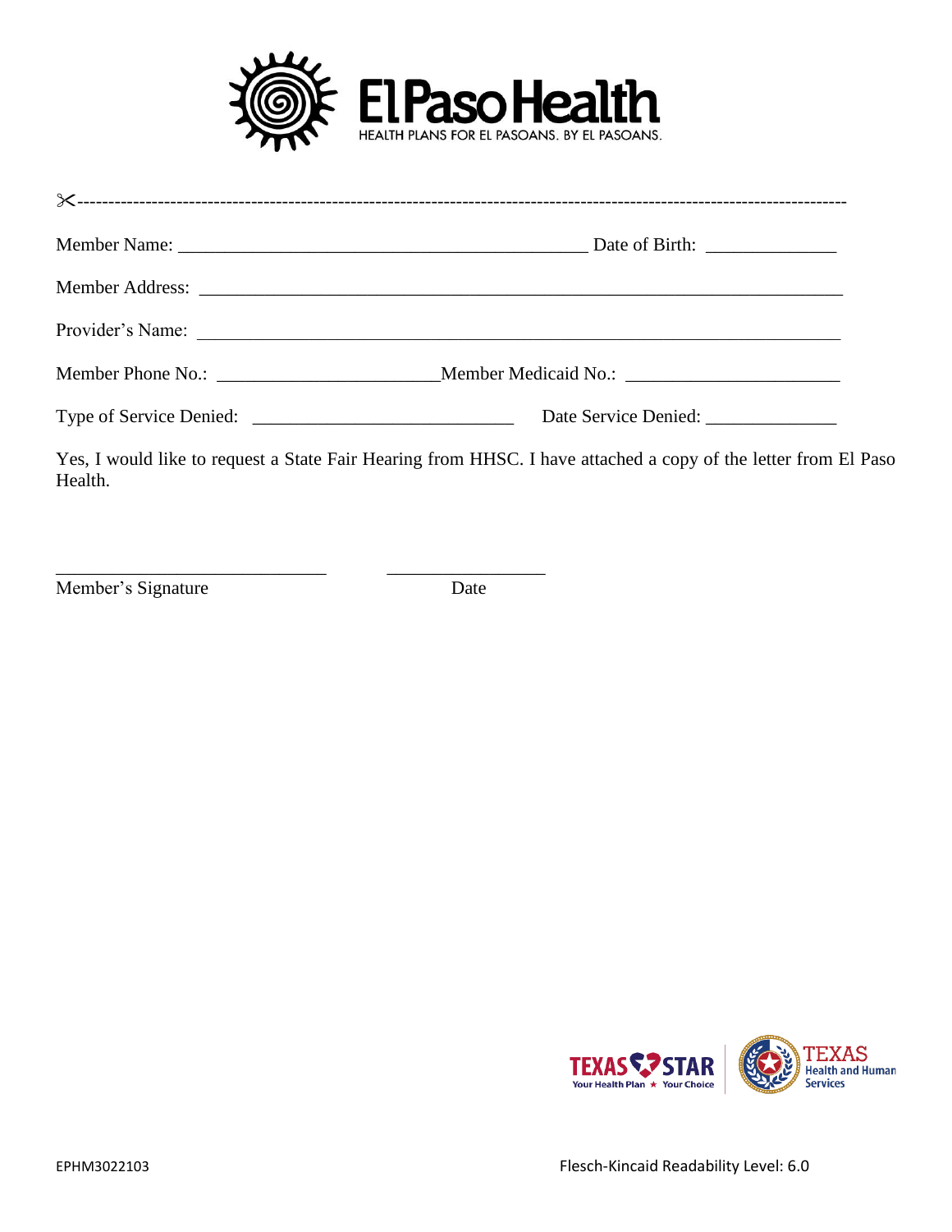El Paso Health
HEALTH PLANS FOR EL PASOANS. BY EL PASOANS.

✂------------------------------------------------------------------------------------------------------------------------

Member Name: ___________________________________________ Date of Birth: ______________

Member Address: _____________________________________________________________________

Provider's Name: _____________________________________________________________________

Member Phone No.: _______________________Member Medicaid No.: ______________________

Type of Service Denied: ____________________________ Date Service Denied: ______________

Yes, I would like to request a State Fair Hearing from HHSC. I have attached a copy of the letter from El Paso Health.

_____________________________ _________________

Member's Signature Date

TEXAS STAR Your Health Plan ★ Your Choice

TEXAS Health and Human Services

EPHM3022103

Flesch-Kincaid Readability Level: 6.0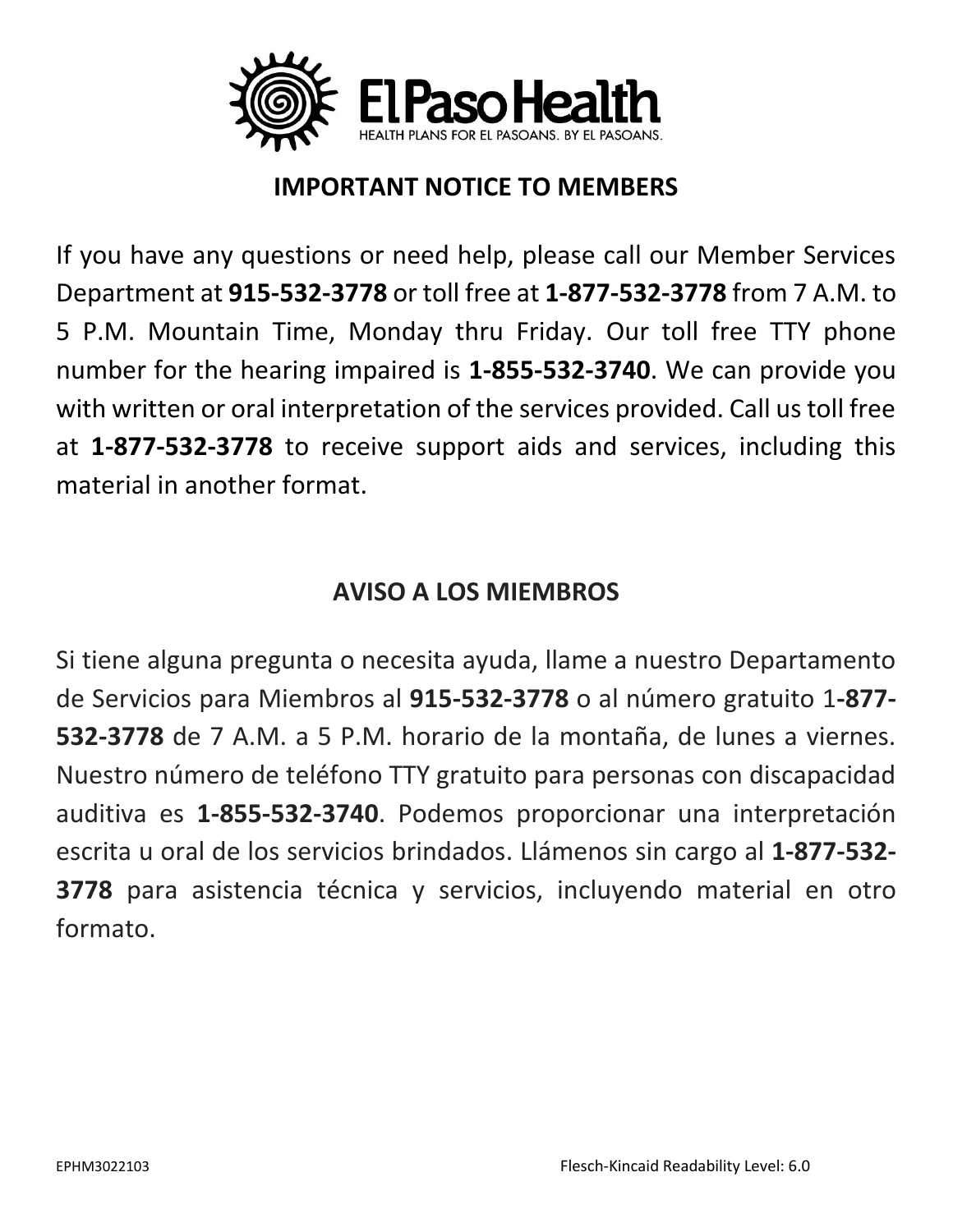El Paso Health
HEALTH PLANS FOR EL PASOANS. BY EL PASOANS.

## IMPORTANT NOTICE TO MEMBERS

If you have any questions or need help, please call our Member Services Department at **915-532-3778** or toll free at **1-877-532-3778** from 7 A.M. to 5 P.M. Mountain Time, Monday thru Friday. Our toll free TTY phone number for the hearing impaired is **1-855-532-3740**. We can provide you with written or oral interpretation of the services provided. Call us toll free at **1-877-532-3778** to receive support aids and services, including this material in another format.

## AVISO A LOS MIEMBROS

Si tiene alguna pregunta o necesita ayuda, llame a nuestro Departamento de Servicios para Miembros al **915-532-3778** o al número gratuito 1**-877-532-3778** de 7 A.M. a 5 P.M. horario de la montaña, de lunes a viernes. Nuestro número de teléfono TTY gratuito para personas con discapacidad auditiva es **1-855-532-3740**. Podemos proporcionar una interpretación escrita u oral de los servicios brindados. Llámenos sin cargo al **1-877-532-3778** para asistencia técnica y servicios, incluyendo material en otro formato.

EPHM3022103

Flesch-Kincaid Readability Level: 6.0